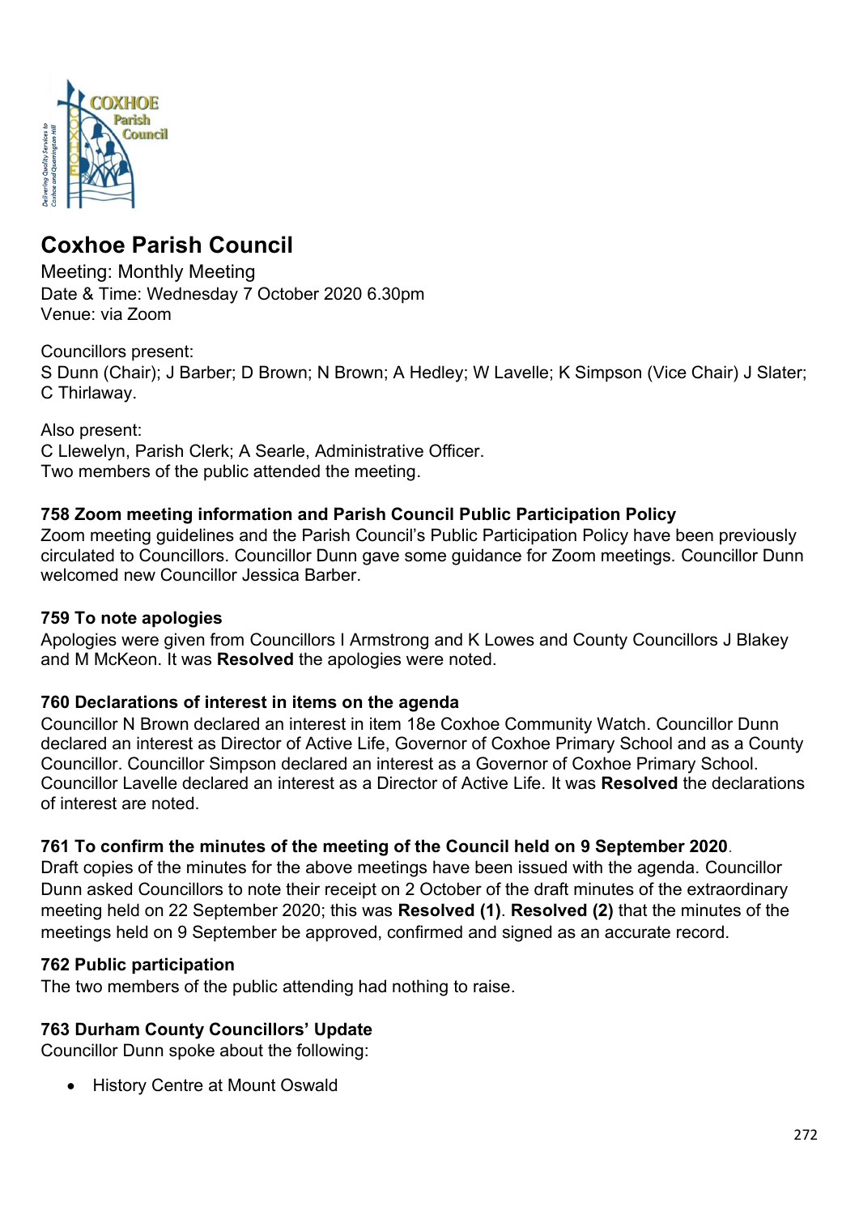# Coxhoe Parish Council

Meeting: Monthly Meeting
Date & Time: Wednesday 7 October 2020 6.30pm
Venue: via Zoom

Councillors present:
S Dunn (Chair); J Barber; D Brown; N Brown; A Hedley; W Lavelle; K Simpson (Vice Chair) J Slater; C Thirlaway.

Also present:
C Llewelyn, Parish Clerk; A Searle, Administrative Officer.
Two members of the public attended the meeting.

### 758 Zoom meeting information and Parish Council Public Participation Policy

Zoom meeting guidelines and the Parish Council's Public Participation Policy have been previously circulated to Councillors. Councillor Dunn gave some guidance for Zoom meetings. Councillor Dunn welcomed new Councillor Jessica Barber.

### 759 To note apologies

Apologies were given from Councillors I Armstrong and K Lowes and County Councillors J Blakey and M McKeon. It was **Resolved** the apologies were noted.

### 760 Declarations of interest in items on the agenda

Councillor N Brown declared an interest in item 18e Coxhoe Community Watch. Councillor Dunn declared an interest as Director of Active Life, Governor of Coxhoe Primary School and as a County Councillor. Councillor Simpson declared an interest as a Governor of Coxhoe Primary School. Councillor Lavelle declared an interest as a Director of Active Life. It was **Resolved** the declarations of interest are noted.

### 761 To confirm the minutes of the meeting of the Council held on 9 September 2020.

Draft copies of the minutes for the above meetings have been issued with the agenda. Councillor Dunn asked Councillors to note their receipt on 2 October of the draft minutes of the extraordinary meeting held on 22 September 2020; this was **Resolved (1)**. **Resolved (2)** that the minutes of the meetings held on 9 September be approved, confirmed and signed as an accurate record.

### 762 Public participation

The two members of the public attending had nothing to raise.

### 763 Durham County Councillors' Update

Councillor Dunn spoke about the following:

- History Centre at Mount Oswald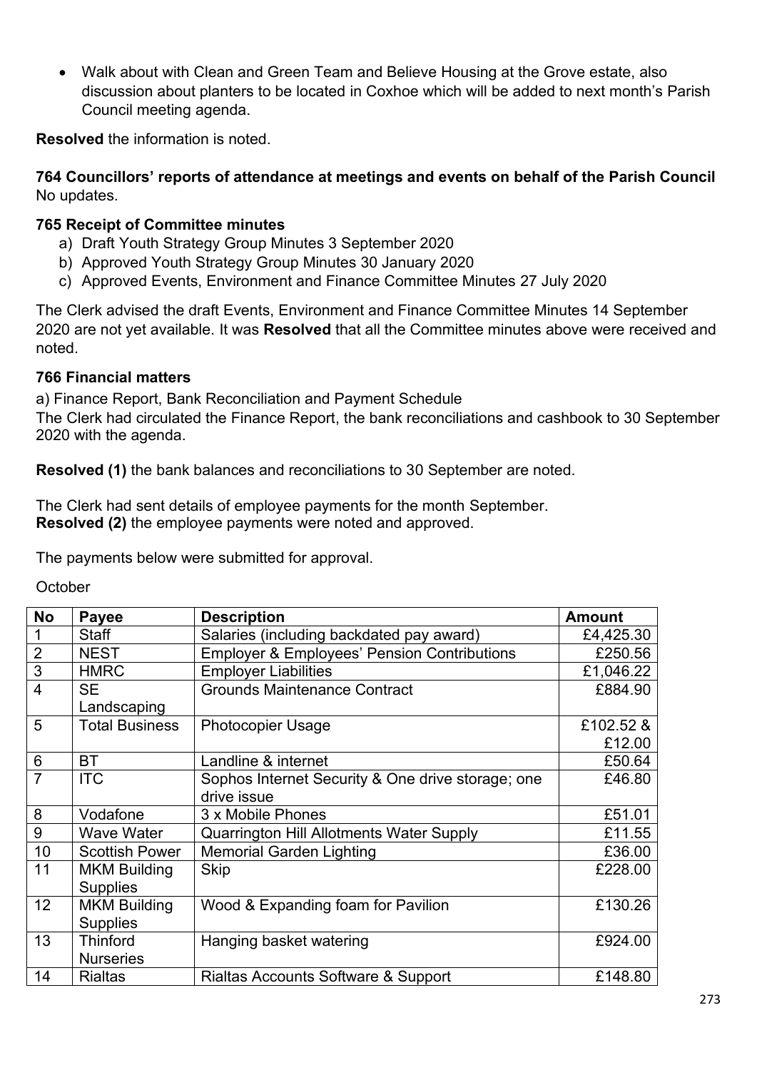- Walk about with Clean and Green Team and Believe Housing at the Grove estate, also discussion about planters to be located in Coxhoe which will be added to next month's Parish Council meeting agenda.

**Resolved** the information is noted.

**764 Councillors' reports of attendance at meetings and events on behalf of the Parish Council**
No updates.

**765 Receipt of Committee minutes**

a) Draft Youth Strategy Group Minutes 3 September 2020
b) Approved Youth Strategy Group Minutes 30 January 2020
c) Approved Events, Environment and Finance Committee Minutes 27 July 2020

The Clerk advised the draft Events, Environment and Finance Committee Minutes 14 September 2020 are not yet available. It was **Resolved** that all the Committee minutes above were received and noted.

**766 Financial matters**

a) Finance Report, Bank Reconciliation and Payment Schedule
The Clerk had circulated the Finance Report, the bank reconciliations and cashbook to 30 September 2020 with the agenda.

**Resolved (1)** the bank balances and reconciliations to 30 September are noted.

The Clerk had sent details of employee payments for the month September.
**Resolved (2)** the employee payments were noted and approved.

The payments below were submitted for approval.

October

| No | Payee | Description | Amount |
|---|---|---|---|
| 1 | Staff | Salaries (including backdated pay award) | £4,425.30 |
| 2 | NEST | Employer & Employees' Pension Contributions | £250.56 |
| 3 | HMRC | Employer Liabilities | £1,046.22 |
| 4 | SE Landscaping | Grounds Maintenance Contract | £884.90 |
| 5 | Total Business | Photocopier Usage | £102.52 & £12.00 |
| 6 | BT | Landline & internet | £50.64 |
| 7 | ITC | Sophos Internet Security & One drive storage; one drive issue | £46.80 |
| 8 | Vodafone | 3 x Mobile Phones | £51.01 |
| 9 | Wave Water | Quarrington Hill Allotments Water Supply | £11.55 |
| 10 | Scottish Power | Memorial Garden Lighting | £36.00 |
| 11 | MKM Building Supplies | Skip | £228.00 |
| 12 | MKM Building Supplies | Wood & Expanding foam for Pavilion | £130.26 |
| 13 | Thinford Nurseries | Hanging basket watering | £924.00 |
| 14 | Rialtas | Rialtas Accounts Software & Support | £148.80 |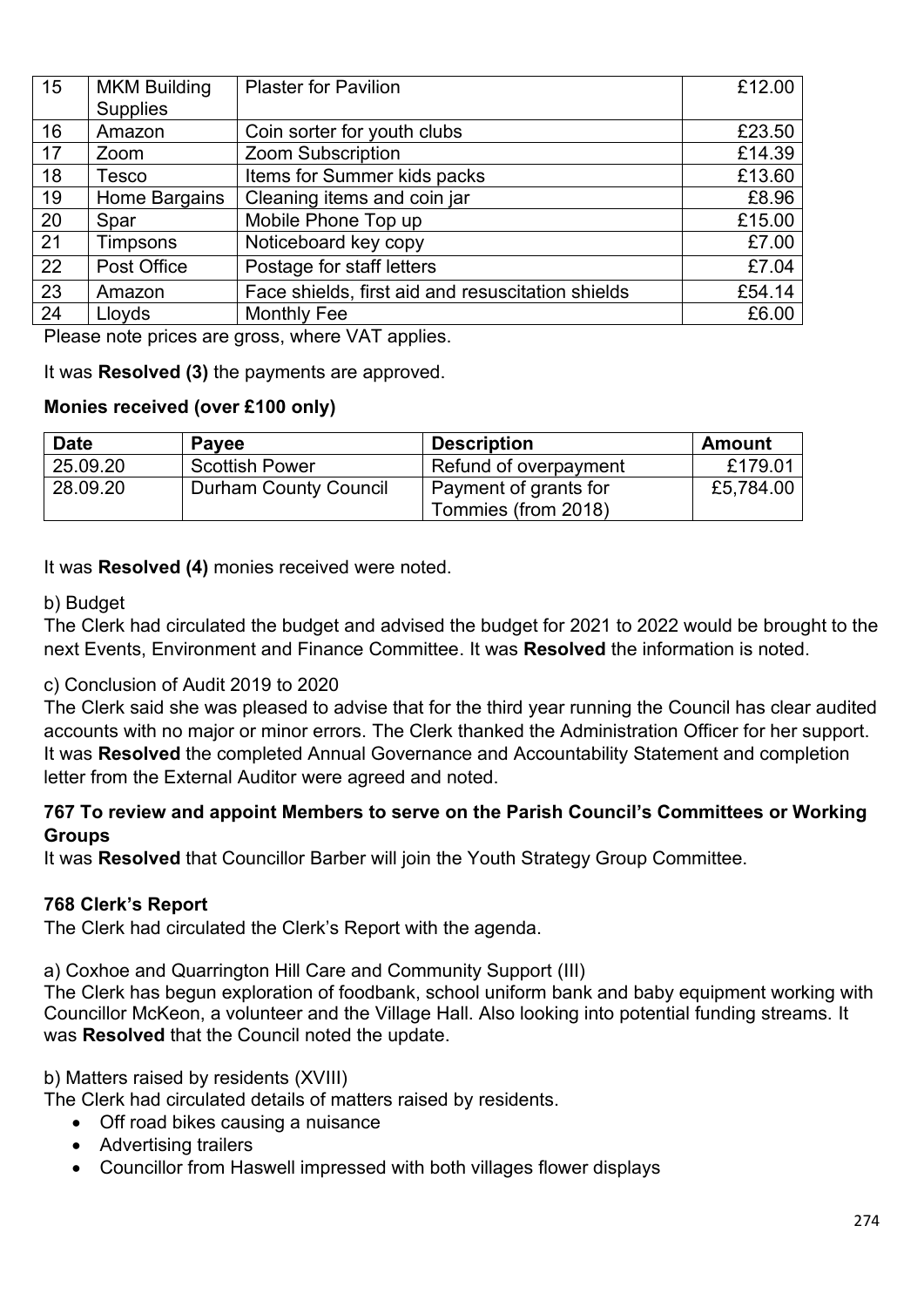| 15 | MKM Building Supplies | Plaster for Pavilion | £12.00 |
|---|---|---|---|
| 16 | Amazon | Coin sorter for youth clubs | £23.50 |
| 17 | Zoom | Zoom Subscription | £14.39 |
| 18 | Tesco | Items for Summer kids packs | £13.60 |
| 19 | Home Bargains | Cleaning items and coin jar | £8.96 |
| 20 | Spar | Mobile Phone Top up | £15.00 |
| 21 | Timpsons | Noticeboard key copy | £7.00 |
| 22 | Post Office | Postage for staff letters | £7.04 |
| 23 | Amazon | Face shields, first aid and resuscitation shields | £54.14 |
| 24 | Lloyds | Monthly Fee | £6.00 |

Please note prices are gross, where VAT applies.

It was **Resolved (3)** the payments are approved.

**Monies received (over £100 only)**

| Date | Payee | Description | Amount |
|---|---|---|---|
| 25.09.20 | Scottish Power | Refund of overpayment | £179.01 |
| 28.09.20 | Durham County Council | Payment of grants for Tommies (from 2018) | £5,784.00 |

It was **Resolved (4)** monies received were noted.

b) Budget

The Clerk had circulated the budget and advised the budget for 2021 to 2022 would be brought to the next Events, Environment and Finance Committee. It was **Resolved** the information is noted.

c) Conclusion of Audit 2019 to 2020

The Clerk said she was pleased to advise that for the third year running the Council has clear audited accounts with no major or minor errors. The Clerk thanked the Administration Officer for her support. It was **Resolved** the completed Annual Governance and Accountability Statement and completion letter from the External Auditor were agreed and noted.

**767 To review and appoint Members to serve on the Parish Council's Committees or Working Groups**

It was **Resolved** that Councillor Barber will join the Youth Strategy Group Committee.

**768 Clerk's Report**

The Clerk had circulated the Clerk's Report with the agenda.

a) Coxhoe and Quarrington Hill Care and Community Support (III)

The Clerk has begun exploration of foodbank, school uniform bank and baby equipment working with Councillor McKeon, a volunteer and the Village Hall. Also looking into potential funding streams. It was **Resolved** that the Council noted the update.

b) Matters raised by residents (XVIII)

The Clerk had circulated details of matters raised by residents.

- Off road bikes causing a nuisance
- Advertising trailers
- Councillor from Haswell impressed with both villages flower displays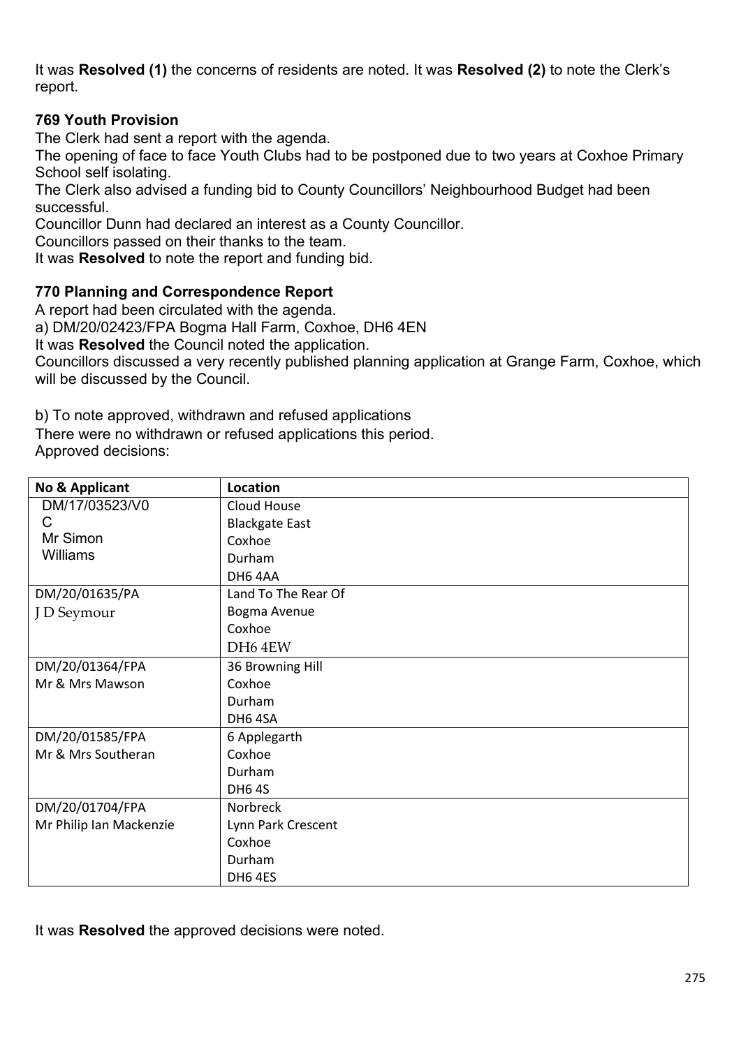It was **Resolved (1)** the concerns of residents are noted. It was **Resolved (2)** to note the Clerk's report.

**769 Youth Provision**

The Clerk had sent a report with the agenda.
The opening of face to face Youth Clubs had to be postponed due to two years at Coxhoe Primary School self isolating.
The Clerk also advised a funding bid to County Councillors' Neighbourhood Budget had been successful.
Councillor Dunn had declared an interest as a County Councillor.
Councillors passed on their thanks to the team.
It was **Resolved** to note the report and funding bid.

**770 Planning and Correspondence Report**

A report had been circulated with the agenda.
a) DM/20/02423/FPA Bogma Hall Farm, Coxhoe, DH6 4EN
It was **Resolved** the Council noted the application.
Councillors discussed a very recently published planning application at Grange Farm, Coxhoe, which will be discussed by the Council.

b) To note approved, withdrawn and refused applications
There were no withdrawn or refused applications this period.
Approved decisions:

| No & Applicant | Location |
|---|---|
| DM/17/03523/V0C Mr Simon Williams | Cloud House Blackgate East Coxhoe Durham DH6 4AA |
| DM/20/01635/PA J D Seymour | Land To The Rear Of Bogma Avenue Coxhoe DH6 4EW |
| DM/20/01364/FPA Mr & Mrs Mawson | 36 Browning Hill Coxhoe Durham DH6 4SA |
| DM/20/01585/FPA Mr & Mrs Southeran | 6 Applegarth Coxhoe Durham DH6 4S |
| DM/20/01704/FPA Mr Philip Ian Mackenzie | Norbreck Lynn Park Crescent Coxhoe Durham DH6 4ES |

It was **Resolved** the approved decisions were noted.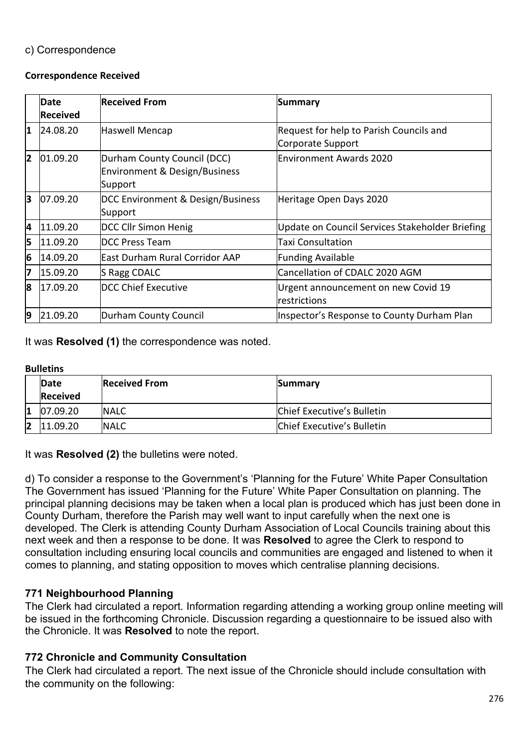c) Correspondence

**Correspondence Received**

| | Date Received | Received From | Summary |
|---|---|---|---|
| 1 | 24.08.20 | Haswell Mencap | Request for help to Parish Councils and Corporate Support |
| 2 | 01.09.20 | Durham County Council (DCC) Environment & Design/Business Support | Environment Awards 2020 |
| 3 | 07.09.20 | DCC Environment & Design/Business Support | Heritage Open Days 2020 |
| 4 | 11.09.20 | DCC Cllr Simon Henig | Update on Council Services Stakeholder Briefing |
| 5 | 11.09.20 | DCC Press Team | Taxi Consultation |
| 6 | 14.09.20 | East Durham Rural Corridor AAP | Funding Available |
| 7 | 15.09.20 | S Ragg CDALC | Cancellation of CDALC 2020 AGM |
| 8 | 17.09.20 | DCC Chief Executive | Urgent announcement on new Covid 19 restrictions |
| 9 | 21.09.20 | Durham County Council | Inspector's Response to County Durham Plan |

It was **Resolved (1)** the correspondence was noted.

**Bulletins**

| | Date Received | Received From | Summary |
|---|---|---|---|
| 1 | 07.09.20 | NALC | Chief Executive's Bulletin |
| 2 | 11.09.20 | NALC | Chief Executive's Bulletin |

It was **Resolved (2)** the bulletins were noted.

d) To consider a response to the Government's 'Planning for the Future' White Paper Consultation
The Government has issued 'Planning for the Future' White Paper Consultation on planning. The principal planning decisions may be taken when a local plan is produced which has just been done in County Durham, therefore the Parish may well want to input carefully when the next one is developed. The Clerk is attending County Durham Association of Local Councils training about this next week and then a response to be done. It was **Resolved** to agree the Clerk to respond to consultation including ensuring local councils and communities are engaged and listened to when it comes to planning, and stating opposition to moves which centralise planning decisions.

### 771 Neighbourhood Planning

The Clerk had circulated a report. Information regarding attending a working group online meeting will be issued in the forthcoming Chronicle. Discussion regarding a questionnaire to be issued also with the Chronicle. It was **Resolved** to note the report.

### 772 Chronicle and Community Consultation

The Clerk had circulated a report. The next issue of the Chronicle should include consultation with the community on the following: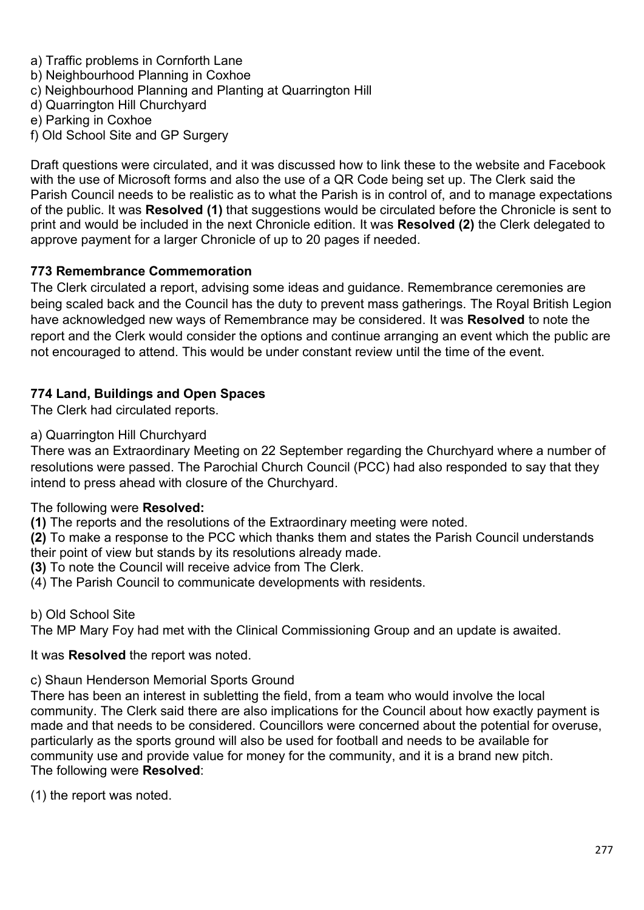a) Traffic problems in Cornforth Lane
b) Neighbourhood Planning in Coxhoe
c) Neighbourhood Planning and Planting at Quarrington Hill
d) Quarrington Hill Churchyard
e) Parking in Coxhoe
f) Old School Site and GP Surgery

Draft questions were circulated, and it was discussed how to link these to the website and Facebook with the use of Microsoft forms and also the use of a QR Code being set up. The Clerk said the Parish Council needs to be realistic as to what the Parish is in control of, and to manage expectations of the public. It was **Resolved (1)** that suggestions would be circulated before the Chronicle is sent to print and would be included in the next Chronicle edition. It was **Resolved (2)** the Clerk delegated to approve payment for a larger Chronicle of up to 20 pages if needed.

**773 Remembrance Commemoration**

The Clerk circulated a report, advising some ideas and guidance. Remembrance ceremonies are being scaled back and the Council has the duty to prevent mass gatherings. The Royal British Legion have acknowledged new ways of Remembrance may be considered. It was **Resolved** to note the report and the Clerk would consider the options and continue arranging an event which the public are not encouraged to attend. This would be under constant review until the time of the event.

**774 Land, Buildings and Open Spaces**

The Clerk had circulated reports.

a) Quarrington Hill Churchyard

There was an Extraordinary Meeting on 22 September regarding the Churchyard where a number of resolutions were passed. The Parochial Church Council (PCC) had also responded to say that they intend to press ahead with closure of the Churchyard.

The following were **Resolved:**

**(1)** The reports and the resolutions of the Extraordinary meeting were noted.
**(2)** To make a response to the PCC which thanks them and states the Parish Council understands their point of view but stands by its resolutions already made.
**(3)** To note the Council will receive advice from The Clerk.
(4) The Parish Council to communicate developments with residents.

b) Old School Site

The MP Mary Foy had met with the Clinical Commissioning Group and an update is awaited.

It was **Resolved** the report was noted.

c) Shaun Henderson Memorial Sports Ground

There has been an interest in subletting the field, from a team who would involve the local community. The Clerk said there are also implications for the Council about how exactly payment is made and that needs to be considered. Councillors were concerned about the potential for overuse, particularly as the sports ground will also be used for football and needs to be available for community use and provide value for money for the community, and it is a brand new pitch.
The following were **Resolved**:

(1) the report was noted.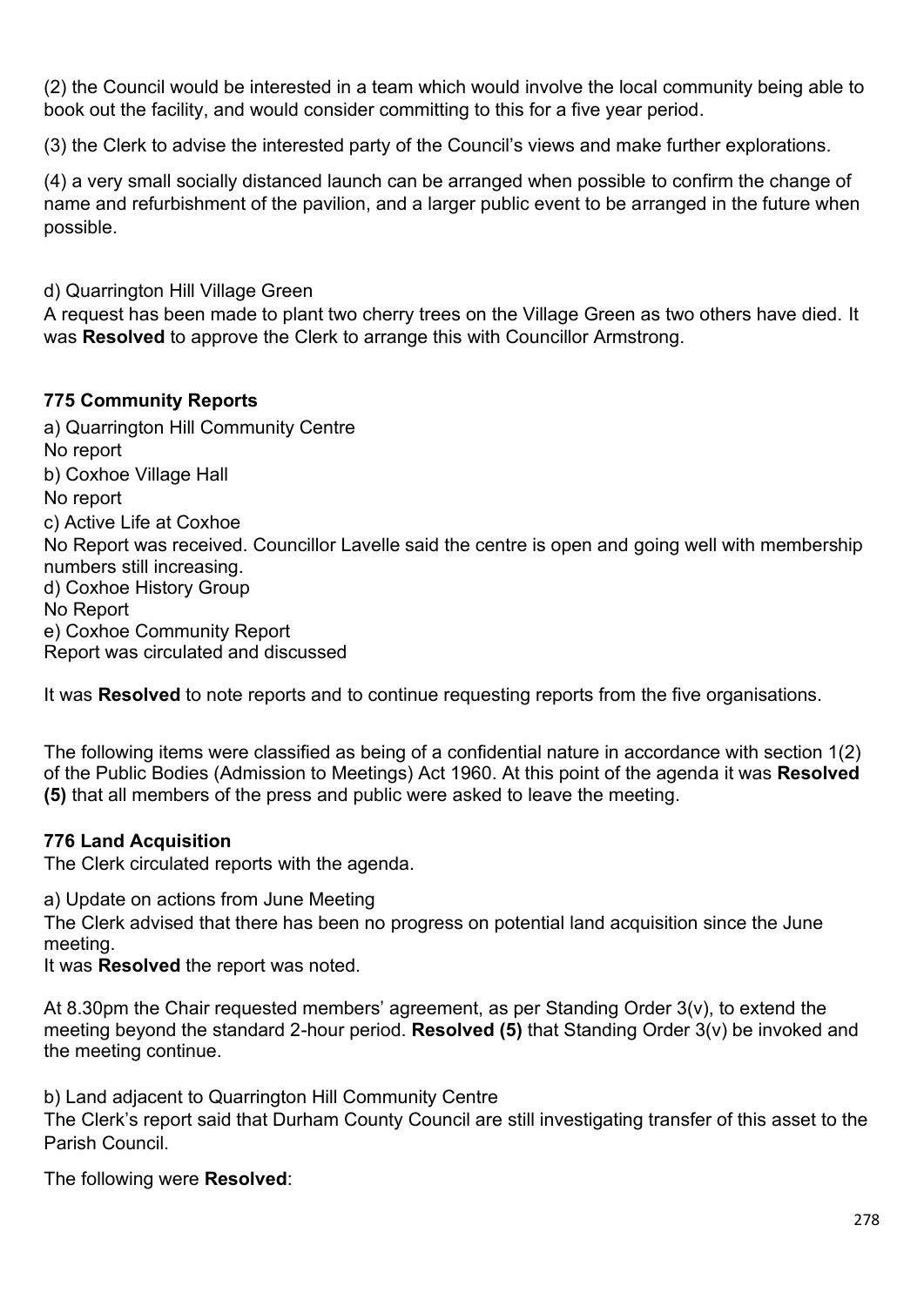(2) the Council would be interested in a team which would involve the local community being able to book out the facility, and would consider committing to this for a five year period.

(3) the Clerk to advise the interested party of the Council's views and make further explorations.

(4) a very small socially distanced launch can be arranged when possible to confirm the change of name and refurbishment of the pavilion, and a larger public event to be arranged in the future when possible.

d) Quarrington Hill Village Green
A request has been made to plant two cherry trees on the Village Green as two others have died. It was **Resolved** to approve the Clerk to arrange this with Councillor Armstrong.

**775 Community Reports**

a) Quarrington Hill Community Centre
No report
b) Coxhoe Village Hall
No report
c) Active Life at Coxhoe
No Report was received. Councillor Lavelle said the centre is open and going well with membership numbers still increasing.
d) Coxhoe History Group
No Report
e) Coxhoe Community Report
Report was circulated and discussed

It was **Resolved** to note reports and to continue requesting reports from the five organisations.

The following items were classified as being of a confidential nature in accordance with section 1(2) of the Public Bodies (Admission to Meetings) Act 1960. At this point of the agenda it was **Resolved (5)** that all members of the press and public were asked to leave the meeting.

**776 Land Acquisition**
The Clerk circulated reports with the agenda.

a) Update on actions from June Meeting
The Clerk advised that there has been no progress on potential land acquisition since the June meeting.
It was **Resolved** the report was noted.

At 8.30pm the Chair requested members' agreement, as per Standing Order 3(v), to extend the meeting beyond the standard 2-hour period. **Resolved (5)** that Standing Order 3(v) be invoked and the meeting continue.

b) Land adjacent to Quarrington Hill Community Centre
The Clerk's report said that Durham County Council are still investigating transfer of this asset to the Parish Council.

The following were **Resolved**: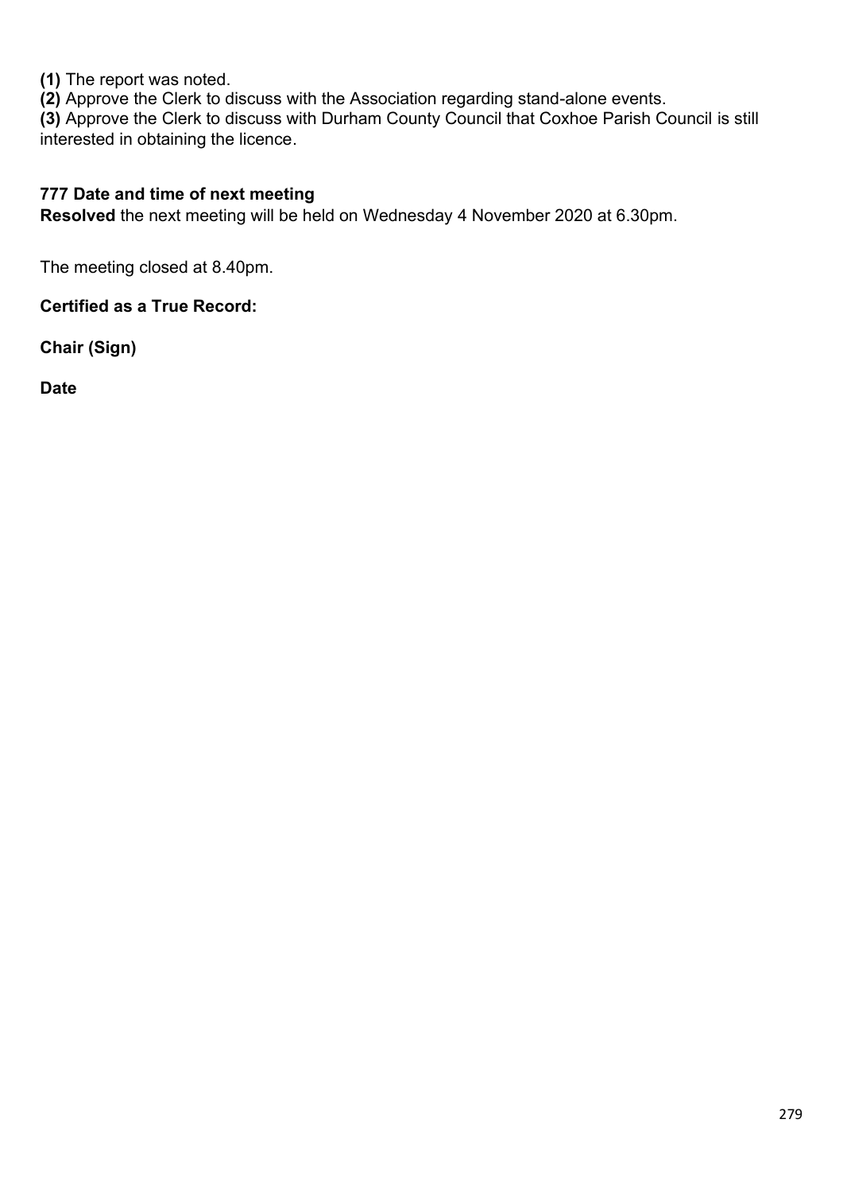**(1)** The report was noted.
**(2)** Approve the Clerk to discuss with the Association regarding stand-alone events.
**(3)** Approve the Clerk to discuss with Durham County Council that Coxhoe Parish Council is still interested in obtaining the licence.

**777 Date and time of next meeting**
**Resolved** the next meeting will be held on Wednesday 4 November 2020 at 6.30pm.

The meeting closed at 8.40pm.

**Certified as a True Record:**

**Chair (Sign)**

**Date**